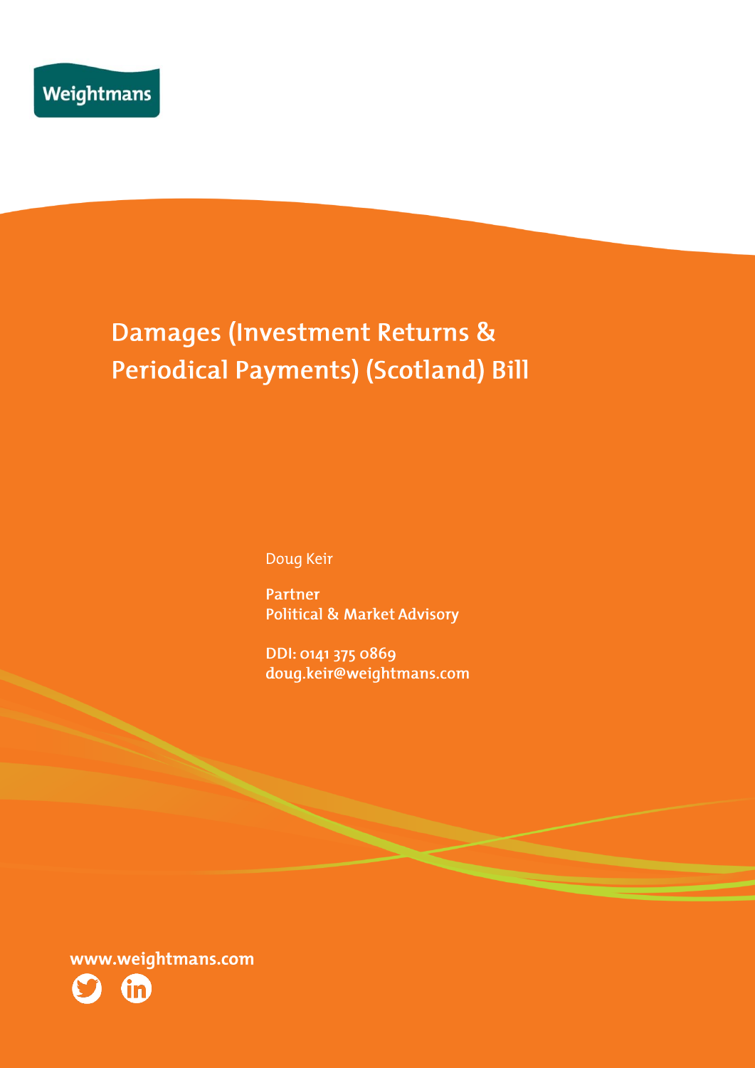Weightmans

# Damages (Investment Returns & Periodical Payments) (Scotland) Bill

Doug Keir

Partner
Political & Market Advisory

DDI: 0141 375 0869
doug.keir@weightmans.com

www.weightmans.com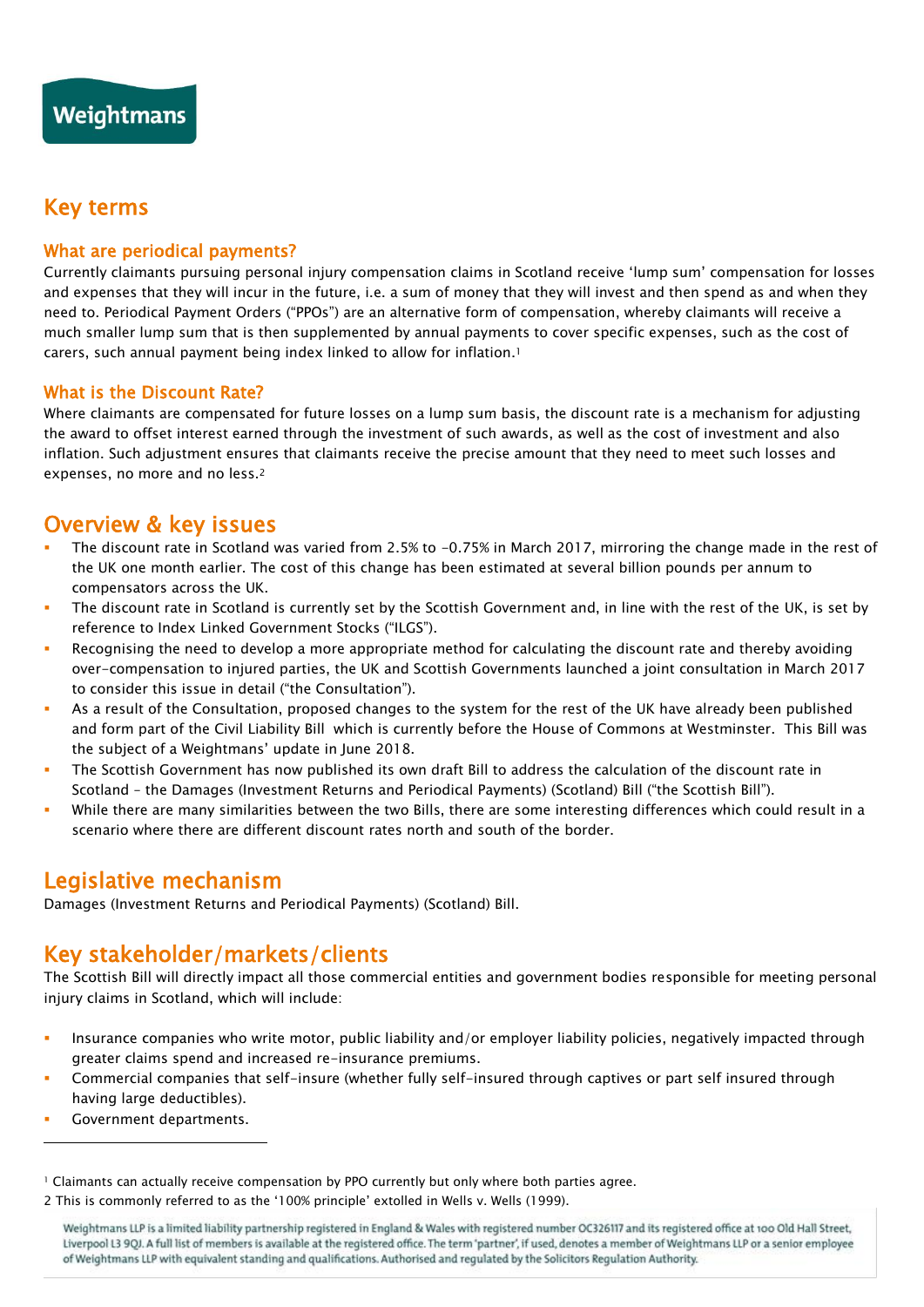## Key terms

### What are periodical payments?

Currently claimants pursuing personal injury compensation claims in Scotland receive 'lump sum' compensation for losses and expenses that they will incur in the future, i.e. a sum of money that they will invest and then spend as and when they need to. Periodical Payment Orders ("PPOs") are an alternative form of compensation, whereby claimants will receive a much smaller lump sum that is then supplemented by annual payments to cover specific expenses, such as the cost of carers, such annual payment being index linked to allow for inflation.[1]

### What is the Discount Rate?

Where claimants are compensated for future losses on a lump sum basis, the discount rate is a mechanism for adjusting the award to offset interest earned through the investment of such awards, as well as the cost of investment and also inflation. Such adjustment ensures that claimants receive the precise amount that they need to meet such losses and expenses, no more and no less.[2]

## Overview & key issues

- The discount rate in Scotland was varied from 2.5% to -0.75% in March 2017, mirroring the change made in the rest of the UK one month earlier. The cost of this change has been estimated at several billion pounds per annum to compensators across the UK.
- The discount rate in Scotland is currently set by the Scottish Government and, in line with the rest of the UK, is set by reference to Index Linked Government Stocks ("ILGS").
- Recognising the need to develop a more appropriate method for calculating the discount rate and thereby avoiding over-compensation to injured parties, the UK and Scottish Governments launched a joint consultation in March 2017 to consider this issue in detail ("the Consultation").
- As a result of the Consultation, proposed changes to the system for the rest of the UK have already been published and form part of the Civil Liability Bill which is currently before the House of Commons at Westminster. This Bill was the subject of a Weightmans' update in June 2018.
- The Scottish Government has now published its own draft Bill to address the calculation of the discount rate in Scotland – the Damages (Investment Returns and Periodical Payments) (Scotland) Bill ("the Scottish Bill").
- While there are many similarities between the two Bills, there are some interesting differences which could result in a scenario where there are different discount rates north and south of the border.

## Legislative mechanism

Damages (Investment Returns and Periodical Payments) (Scotland) Bill.

## Key stakeholder/markets/clients

The Scottish Bill will directly impact all those commercial entities and government bodies responsible for meeting personal injury claims in Scotland, which will include:

- Insurance companies who write motor, public liability and/or employer liability policies, negatively impacted through greater claims spend and increased re-insurance premiums.
- Commercial companies that self-insure (whether fully self-insured through captives or part self insured through having large deductibles).
- Government departments.

---

[1] Claimants can actually receive compensation by PPO currently but only where both parties agree.

[2] This is commonly referred to as the '100% principle' extolled in Wells v. Wells (1999).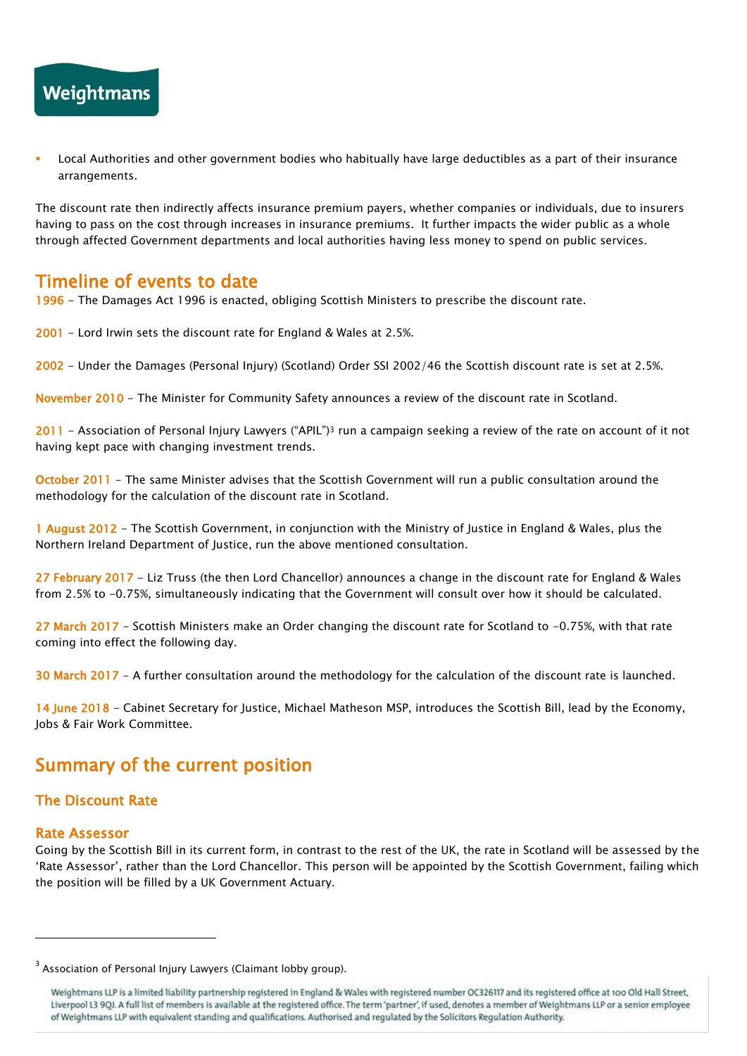- Local Authorities and other government bodies who habitually have large deductibles as a part of their insurance arrangements.

The discount rate then indirectly affects insurance premium payers, whether companies or individuals, due to insurers having to pass on the cost through increases in insurance premiums. It further impacts the wider public as a whole through affected Government departments and local authorities having less money to spend on public services.

## Timeline of events to date

1996 – The Damages Act 1996 is enacted, obliging Scottish Ministers to prescribe the discount rate.

2001 – Lord Irwin sets the discount rate for England & Wales at 2.5%.

2002 – Under the Damages (Personal Injury) (Scotland) Order SSI 2002/46 the Scottish discount rate is set at 2.5%.

November 2010 – The Minister for Community Safety announces a review of the discount rate in Scotland.

2011 – Association of Personal Injury Lawyers ("APIL")[3] run a campaign seeking a review of the rate on account of it not having kept pace with changing investment trends.

October 2011 – The same Minister advises that the Scottish Government will run a public consultation around the methodology for the calculation of the discount rate in Scotland.

1 August 2012 – The Scottish Government, in conjunction with the Ministry of Justice in England & Wales, plus the Northern Ireland Department of Justice, run the above mentioned consultation.

27 February 2017 – Liz Truss (the then Lord Chancellor) announces a change in the discount rate for England & Wales from 2.5% to -0.75%, simultaneously indicating that the Government will consult over how it should be calculated.

27 March 2017 – Scottish Ministers make an Order changing the discount rate for Scotland to -0.75%, with that rate coming into effect the following day.

30 March 2017 – A further consultation around the methodology for the calculation of the discount rate is launched.

14 June 2018 – Cabinet Secretary for Justice, Michael Matheson MSP, introduces the Scottish Bill, lead by the Economy, Jobs & Fair Work Committee.

## Summary of the current position

### The Discount Rate

### Rate Assessor

Going by the Scottish Bill in its current form, in contrast to the rest of the UK, the rate in Scotland will be assessed by the 'Rate Assessor', rather than the Lord Chancellor. This person will be appointed by the Scottish Government, failing which the position will be filled by a UK Government Actuary.

[3] Association of Personal Injury Lawyers (Claimant lobby group).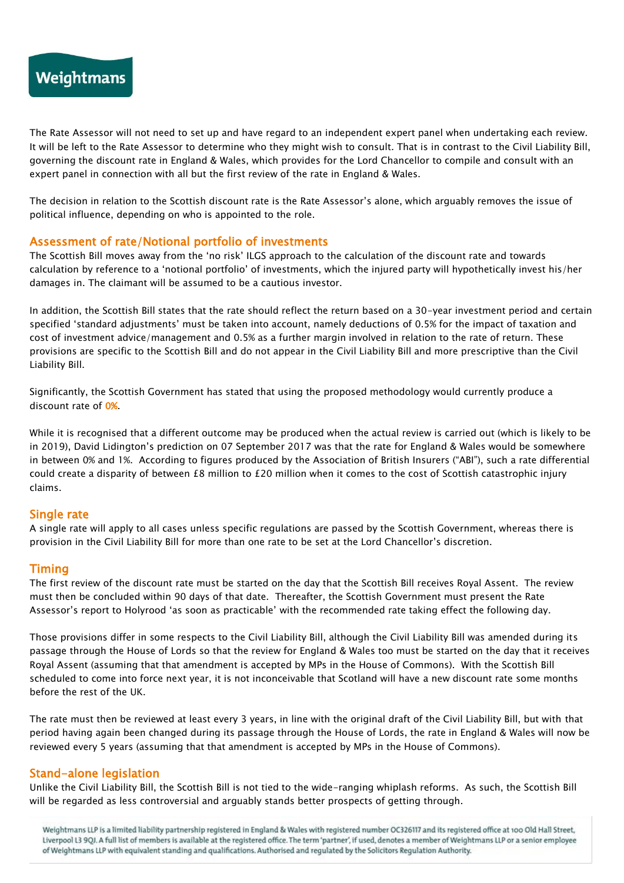The Rate Assessor will not need to set up and have regard to an independent expert panel when undertaking each review. It will be left to the Rate Assessor to determine who they might wish to consult. That is in contrast to the Civil Liability Bill, governing the discount rate in England & Wales, which provides for the Lord Chancellor to compile and consult with an expert panel in connection with all but the first review of the rate in England & Wales.

The decision in relation to the Scottish discount rate is the Rate Assessor's alone, which arguably removes the issue of political influence, depending on who is appointed to the role.

## Assessment of rate/Notional portfolio of investments

The Scottish Bill moves away from the 'no risk' ILGS approach to the calculation of the discount rate and towards calculation by reference to a 'notional portfolio' of investments, which the injured party will hypothetically invest his/her damages in. The claimant will be assumed to be a cautious investor.

In addition, the Scottish Bill states that the rate should reflect the return based on a 30-year investment period and certain specified 'standard adjustments' must be taken into account, namely deductions of 0.5% for the impact of taxation and cost of investment advice/management and 0.5% as a further margin involved in relation to the rate of return. These provisions are specific to the Scottish Bill and do not appear in the Civil Liability Bill and more prescriptive than the Civil Liability Bill.

Significantly, the Scottish Government has stated that using the proposed methodology would currently produce a discount rate of 0%.

While it is recognised that a different outcome may be produced when the actual review is carried out (which is likely to be in 2019), David Lidington's prediction on 07 September 2017 was that the rate for England & Wales would be somewhere in between 0% and 1%. According to figures produced by the Association of British Insurers ("ABI"), such a rate differential could create a disparity of between £8 million to £20 million when it comes to the cost of Scottish catastrophic injury claims.

## Single rate

A single rate will apply to all cases unless specific regulations are passed by the Scottish Government, whereas there is provision in the Civil Liability Bill for more than one rate to be set at the Lord Chancellor's discretion.

## Timing

The first review of the discount rate must be started on the day that the Scottish Bill receives Royal Assent. The review must then be concluded within 90 days of that date. Thereafter, the Scottish Government must present the Rate Assessor's report to Holyrood 'as soon as practicable' with the recommended rate taking effect the following day.

Those provisions differ in some respects to the Civil Liability Bill, although the Civil Liability Bill was amended during its passage through the House of Lords so that the review for England & Wales too must be started on the day that it receives Royal Assent (assuming that that amendment is accepted by MPs in the House of Commons). With the Scottish Bill scheduled to come into force next year, it is not inconceivable that Scotland will have a new discount rate some months before the rest of the UK.

The rate must then be reviewed at least every 3 years, in line with the original draft of the Civil Liability Bill, but with that period having again been changed during its passage through the House of Lords, the rate in England & Wales will now be reviewed every 5 years (assuming that that amendment is accepted by MPs in the House of Commons).

## Stand-alone legislation

Unlike the Civil Liability Bill, the Scottish Bill is not tied to the wide-ranging whiplash reforms. As such, the Scottish Bill will be regarded as less controversial and arguably stands better prospects of getting through.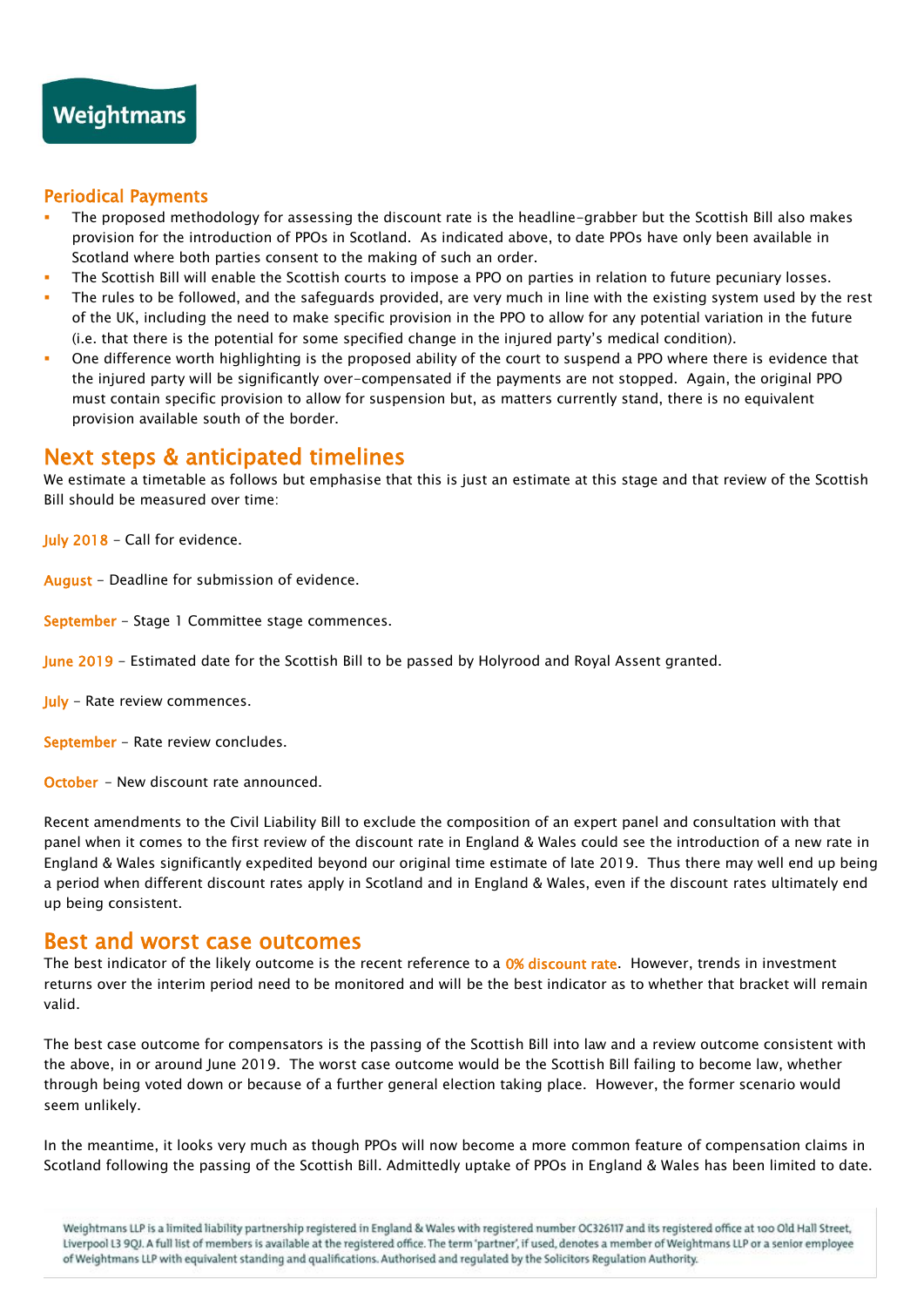## Periodical Payments

- The proposed methodology for assessing the discount rate is the headline-grabber but the Scottish Bill also makes provision for the introduction of PPOs in Scotland. As indicated above, to date PPOs have only been available in Scotland where both parties consent to the making of such an order.
- The Scottish Bill will enable the Scottish courts to impose a PPO on parties in relation to future pecuniary losses.
- The rules to be followed, and the safeguards provided, are very much in line with the existing system used by the rest of the UK, including the need to make specific provision in the PPO to allow for any potential variation in the future (i.e. that there is the potential for some specified change in the injured party's medical condition).
- One difference worth highlighting is the proposed ability of the court to suspend a PPO where there is evidence that the injured party will be significantly over-compensated if the payments are not stopped. Again, the original PPO must contain specific provision to allow for suspension but, as matters currently stand, there is no equivalent provision available south of the border.

# Next steps & anticipated timelines

We estimate a timetable as follows but emphasise that this is just an estimate at this stage and that review of the Scottish Bill should be measured over time:

July 2018 – Call for evidence.

August – Deadline for submission of evidence.

September – Stage 1 Committee stage commences.

June 2019 – Estimated date for the Scottish Bill to be passed by Holyrood and Royal Assent granted.

July – Rate review commences.

September – Rate review concludes.

October – New discount rate announced.

Recent amendments to the Civil Liability Bill to exclude the composition of an expert panel and consultation with that panel when it comes to the first review of the discount rate in England & Wales could see the introduction of a new rate in England & Wales significantly expedited beyond our original time estimate of late 2019. Thus there may well end up being a period when different discount rates apply in Scotland and in England & Wales, even if the discount rates ultimately end up being consistent.

# Best and worst case outcomes

The best indicator of the likely outcome is the recent reference to a 0% discount rate. However, trends in investment returns over the interim period need to be monitored and will be the best indicator as to whether that bracket will remain valid.

The best case outcome for compensators is the passing of the Scottish Bill into law and a review outcome consistent with the above, in or around June 2019. The worst case outcome would be the Scottish Bill failing to become law, whether through being voted down or because of a further general election taking place. However, the former scenario would seem unlikely.

In the meantime, it looks very much as though PPOs will now become a more common feature of compensation claims in Scotland following the passing of the Scottish Bill. Admittedly uptake of PPOs in England & Wales has been limited to date.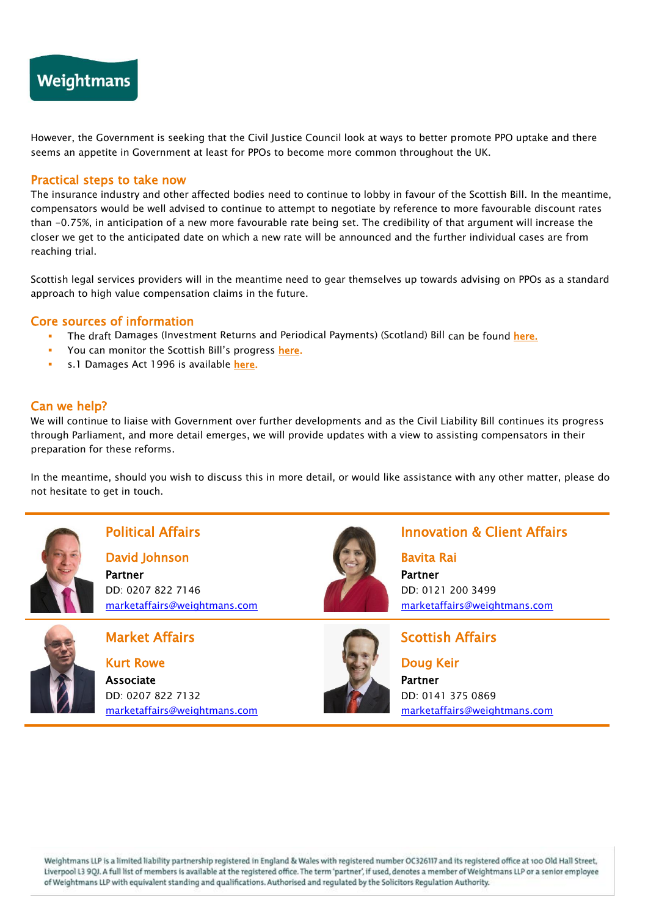However, the Government is seeking that the Civil Justice Council look at ways to better promote PPO uptake and there seems an appetite in Government at least for PPOs to become more common throughout the UK.

## Practical steps to take now

The insurance industry and other affected bodies need to continue to lobby in favour of the Scottish Bill. In the meantime, compensators would be well advised to continue to attempt to negotiate by reference to more favourable discount rates than -0.75%, in anticipation of a new more favourable rate being set. The credibility of that argument will increase the closer we get to the anticipated date on which a new rate will be announced and the further individual cases are from reaching trial.

Scottish legal services providers will in the meantime need to gear themselves up towards advising on PPOs as a standard approach to high value compensation claims in the future.

## Core sources of information

- The draft Damages (Investment Returns and Periodical Payments) (Scotland) Bill can be found here.
- You can monitor the Scottish Bill's progress here.
- s.1 Damages Act 1996 is available here.

## Can we help?

We will continue to liaise with Government over further developments and as the Civil Liability Bill continues its progress through Parliament, and more detail emerges, we will provide updates with a view to assisting compensators in their preparation for these reforms.

In the meantime, should you wish to discuss this in more detail, or would like assistance with any other matter, please do not hesitate to get in touch.

### Political Affairs

**David Johnson**
**Partner**
DD: 0207 822 7146
marketaffairs@weightmans.com

### Innovation & Client Affairs

**Bavita Rai**
**Partner**
DD: 0121 200 3499
marketaffairs@weightmans.com

### Market Affairs

**Kurt Rowe**
**Associate**
DD: 0207 822 7132
marketaffairs@weightmans.com

### Scottish Affairs

**Doug Keir**
**Partner**
DD: 0141 375 0869
marketaffairs@weightmans.com

Weightmans LLP is a limited liability partnership registered in England & Wales with registered number OC326117 and its registered office at 100 Old Hall Street, Liverpool L3 9QJ. A full list of members is available at the registered office. The term 'partner', if used, denotes a member of Weightmans LLP or a senior employee of Weightmans LLP with equivalent standing and qualifications. Authorised and regulated by the Solicitors Regulation Authority.